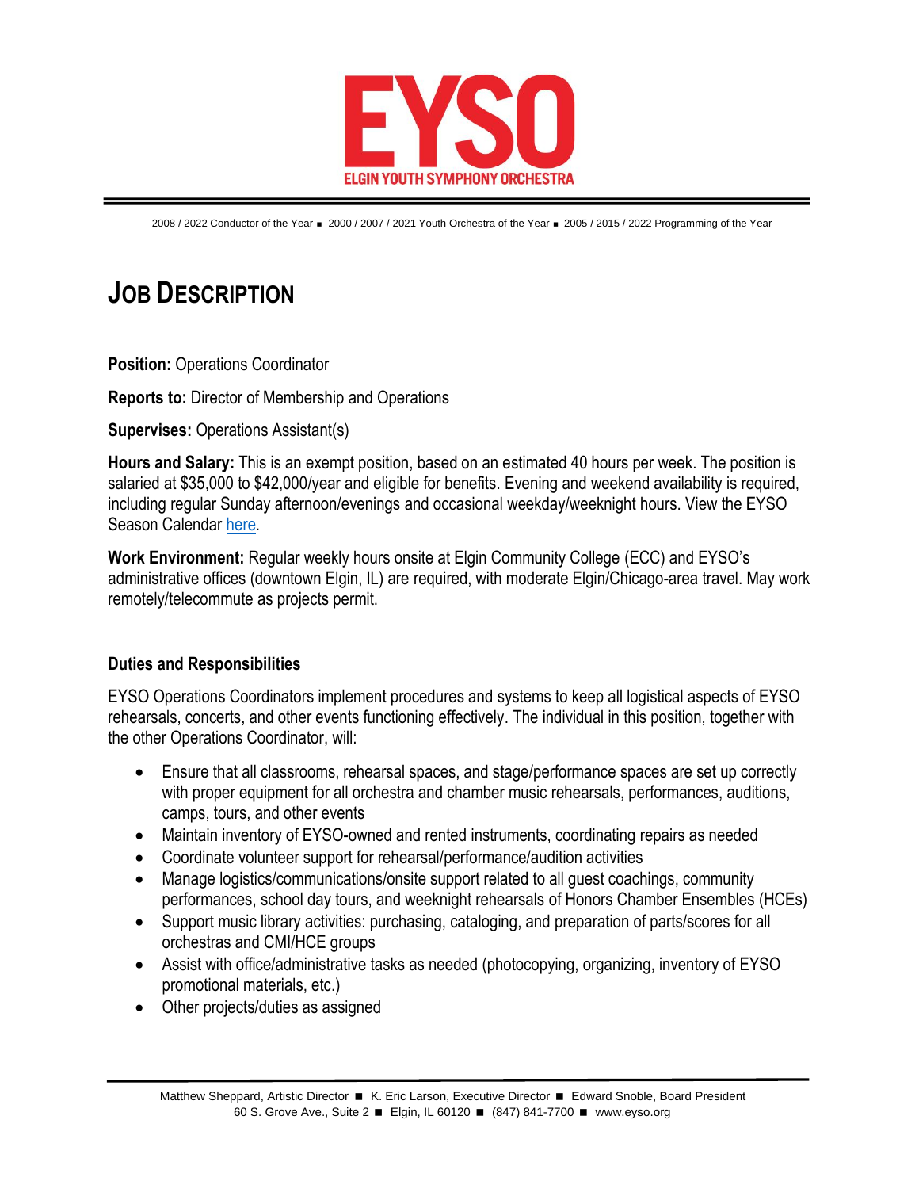# EYSO

ELGIN YOUTH SYMPHONY ORCHESTRA

2008 / 2022 Conductor of the Year ■ 2000 / 2007 / 2021 Youth Orchestra of the Year ■ 2005 / 2015 / 2022 Programming of the Year

## JOB DESCRIPTION

**Position:** Operations Coordinator

**Reports to:** Director of Membership and Operations

**Supervises:** Operations Assistant(s)

**Hours and Salary:** This is an exempt position, based on an estimated 40 hours per week. The position is salaried at $35,000 to $42,000/year and eligible for benefits. Evening and weekend availability is required, including regular Sunday afternoon/evenings and occasional weekday/weeknight hours. View the EYSO Season Calendar here.

**Work Environment:** Regular weekly hours onsite at Elgin Community College (ECC) and EYSO's administrative offices (downtown Elgin, IL) are required, with moderate Elgin/Chicago-area travel. May work remotely/telecommute as projects permit.

### Duties and Responsibilities

EYSO Operations Coordinators implement procedures and systems to keep all logistical aspects of EYSO rehearsals, concerts, and other events functioning effectively. The individual in this position, together with the other Operations Coordinator, will:

- Ensure that all classrooms, rehearsal spaces, and stage/performance spaces are set up correctly with proper equipment for all orchestra and chamber music rehearsals, performances, auditions, camps, tours, and other events
- Maintain inventory of EYSO-owned and rented instruments, coordinating repairs as needed
- Coordinate volunteer support for rehearsal/performance/audition activities
- Manage logistics/communications/onsite support related to all guest coachings, community performances, school day tours, and weeknight rehearsals of Honors Chamber Ensembles (HCEs)
- Support music library activities: purchasing, cataloging, and preparation of parts/scores for all orchestras and CMI/HCE groups
- Assist with office/administrative tasks as needed (photocopying, organizing, inventory of EYSO promotional materials, etc.)
- Other projects/duties as assigned

Matthew Sheppard, Artistic Director ■ K. Eric Larson, Executive Director ■ Edward Snoble, Board President
60 S. Grove Ave., Suite 2 ■ Elgin, IL 60120 ■ (847) 841-7700 ■ www.eyso.org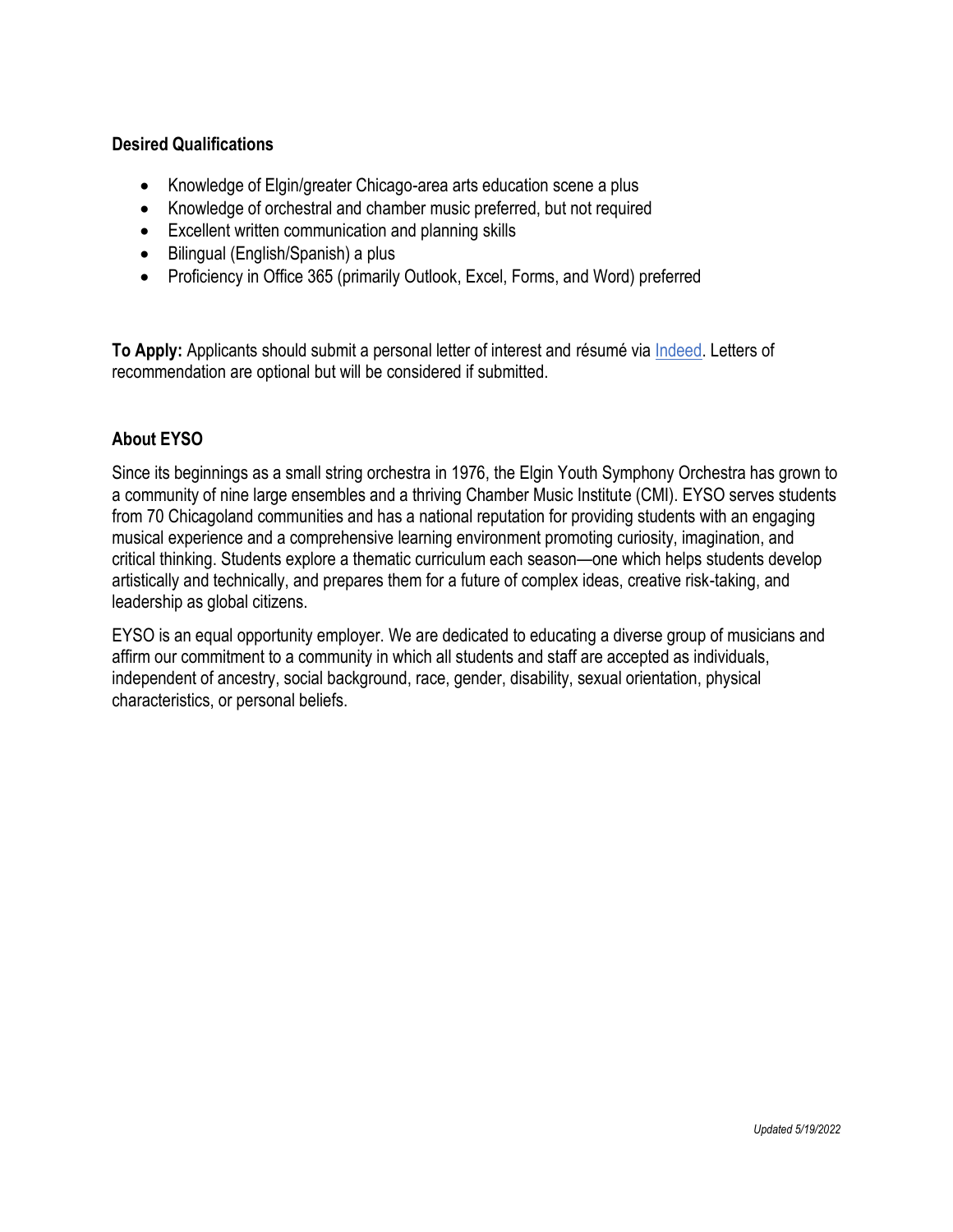**Desired Qualifications**

- Knowledge of Elgin/greater Chicago-area arts education scene a plus
- Knowledge of orchestral and chamber music preferred, but not required
- Excellent written communication and planning skills
- Bilingual (English/Spanish) a plus
- Proficiency in Office 365 (primarily Outlook, Excel, Forms, and Word) preferred

**To Apply:** Applicants should submit a personal letter of interest and résumé via Indeed. Letters of recommendation are optional but will be considered if submitted.

**About EYSO**

Since its beginnings as a small string orchestra in 1976, the Elgin Youth Symphony Orchestra has grown to a community of nine large ensembles and a thriving Chamber Music Institute (CMI). EYSO serves students from 70 Chicagoland communities and has a national reputation for providing students with an engaging musical experience and a comprehensive learning environment promoting curiosity, imagination, and critical thinking. Students explore a thematic curriculum each season—one which helps students develop artistically and technically, and prepares them for a future of complex ideas, creative risk-taking, and leadership as global citizens.

EYSO is an equal opportunity employer. We are dedicated to educating a diverse group of musicians and affirm our commitment to a community in which all students and staff are accepted as individuals, independent of ancestry, social background, race, gender, disability, sexual orientation, physical characteristics, or personal beliefs.

*Updated 5/19/2022*